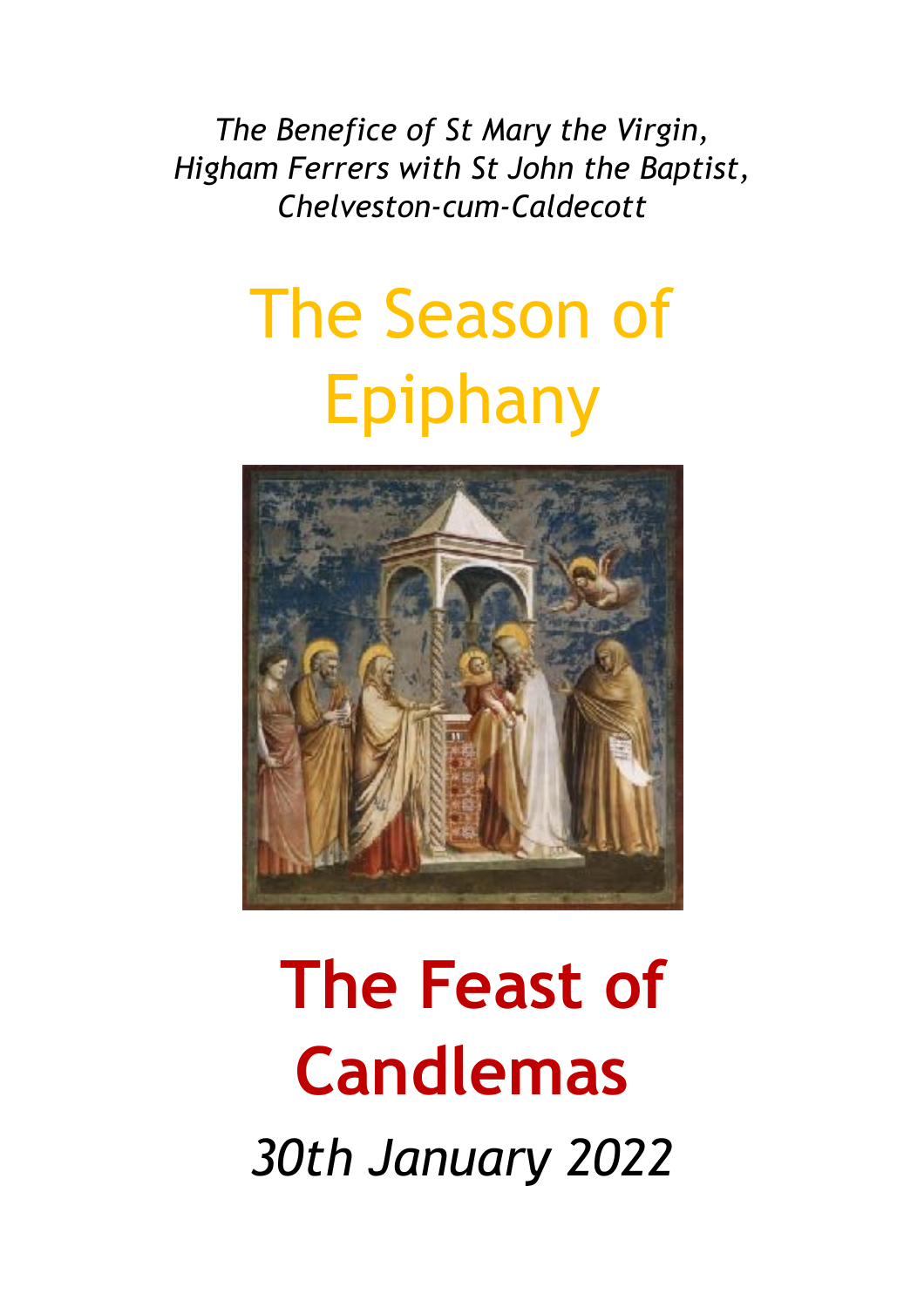*The Benefice of St Mary the Virgin, Higham Ferrers with St John the Baptist, Chelveston-cum-Caldecott*

# The Season of Epiphany

# **The Feast of Candlemas**

*30th January 2022*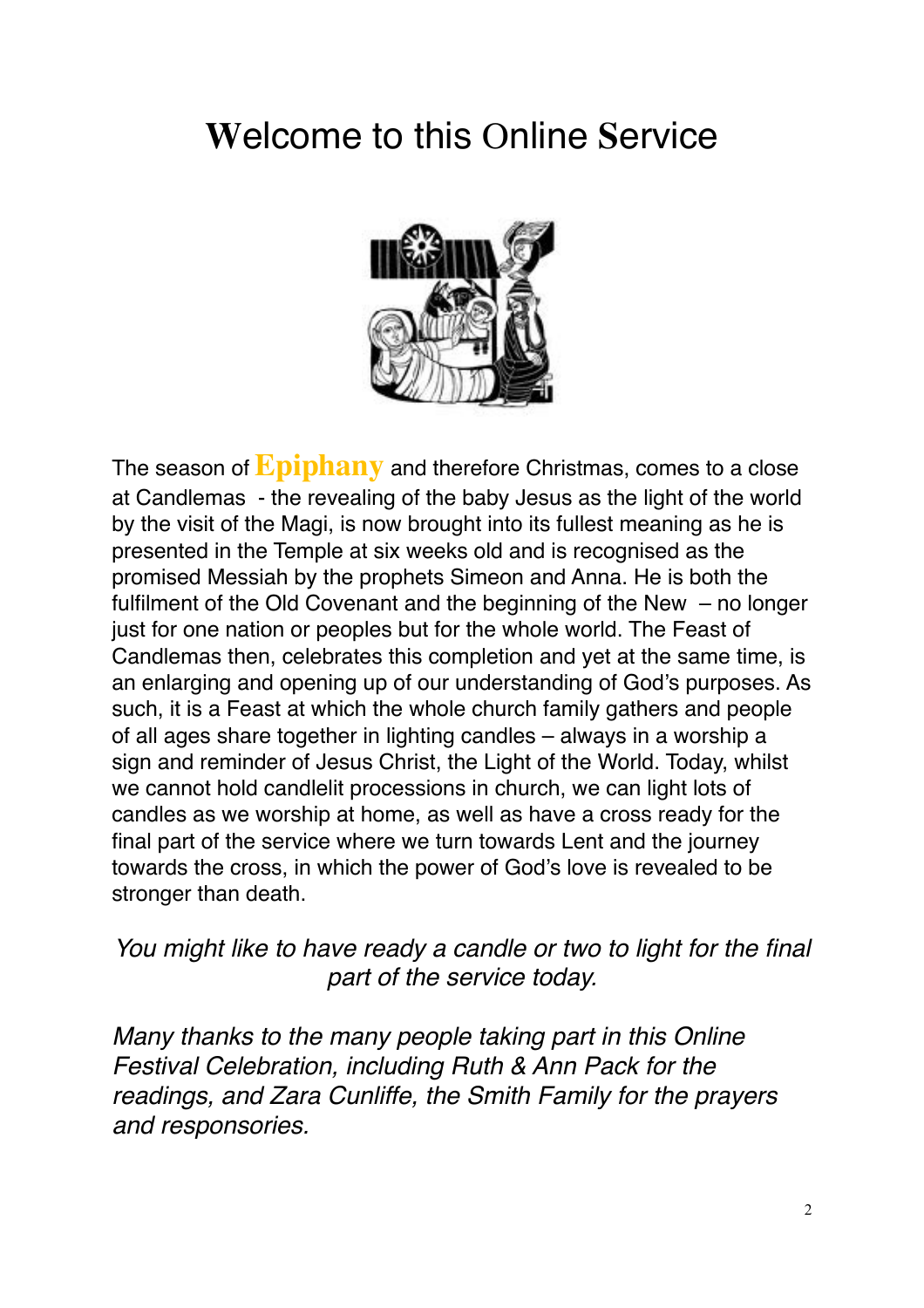# Welcome to this Online Service

The season of **Epiphany** and therefore Christmas, comes to a close at Candlemas  - the revealing of the baby Jesus as the light of the world by the visit of the Magi, is now brought into its fullest meaning as he is presented in the Temple at six weeks old and is recognised as the promised Messiah by the prophets Simeon and Anna. He is both the fulfilment of the Old Covenant and the beginning of the New  – no longer just for one nation or peoples but for the whole world. The Feast of Candlemas then, celebrates this completion and yet at the same time, is an enlarging and opening up of our understanding of God's purposes. As such, it is a Feast at which the whole church family gathers and people of all ages share together in lighting candles – always in a worship a sign and reminder of Jesus Christ, the Light of the World. Today, whilst we cannot hold candlelit processions in church, we can light lots of candles as we worship at home, as well as have a cross ready for the final part of the service where we turn towards Lent and the journey towards the cross, in which the power of God's love is revealed to be stronger than death.

*You might like to have ready a candle or two to light for the final part of the service today.*

*Many thanks to the many people taking part in this Online Festival Celebration, including Ruth & Ann Pack for the readings, and Zara Cunliffe, the Smith Family for the prayers and responsories.*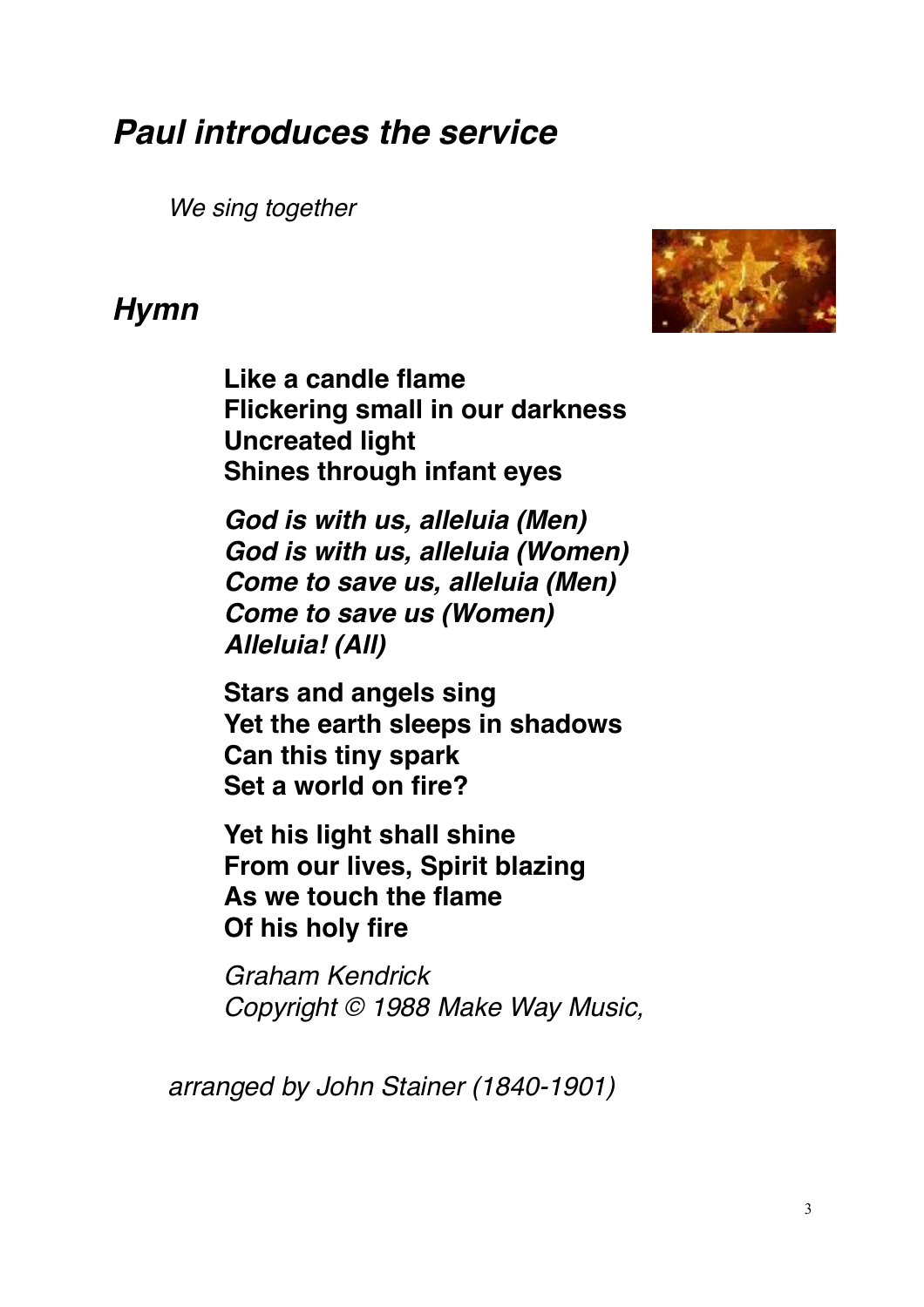## ***Paul introduces the service***

*We sing together*

## ***Hymn***

**Like a candle flame**
**Flickering small in our darkness**
**Uncreated light**
**Shines through infant eyes**

***God is with us, alleluia (Men)***
***God is with us, alleluia (Women)***
***Come to save us, alleluia (Men)***
***Come to save us (Women)***
***Alleluia! (All)***

**Stars and angels sing**
**Yet the earth sleeps in shadows**
**Can this tiny spark**
**Set a world on fire?**

**Yet his light shall shine**
**From our lives, Spirit blazing**
**As we touch the flame**
**Of his holy fire**

*Graham Kendrick*
*Copyright © 1988 Make Way Music,*

*arranged by John Stainer (1840-1901)*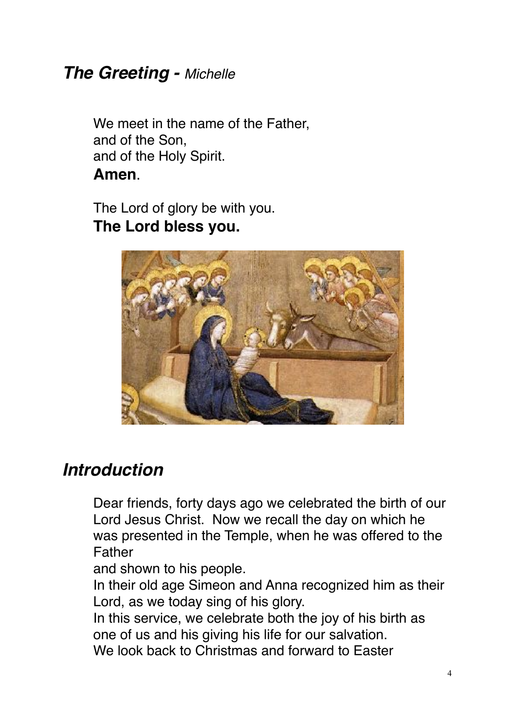## ***The Greeting -*** *Michelle*

We meet in the name of the Father,
and of the Son,
and of the Holy Spirit.
**Amen**.

The Lord of glory be with you.
**The Lord bless you.**

## ***Introduction***

Dear friends, forty days ago we celebrated the birth of our Lord Jesus Christ. Now we recall the day on which he was presented in the Temple, when he was offered to the Father
and shown to his people.
In their old age Simeon and Anna recognized him as their Lord, as we today sing of his glory.
In this service, we celebrate both the joy of his birth as one of us and his giving his life for our salvation.
We look back to Christmas and forward to Easter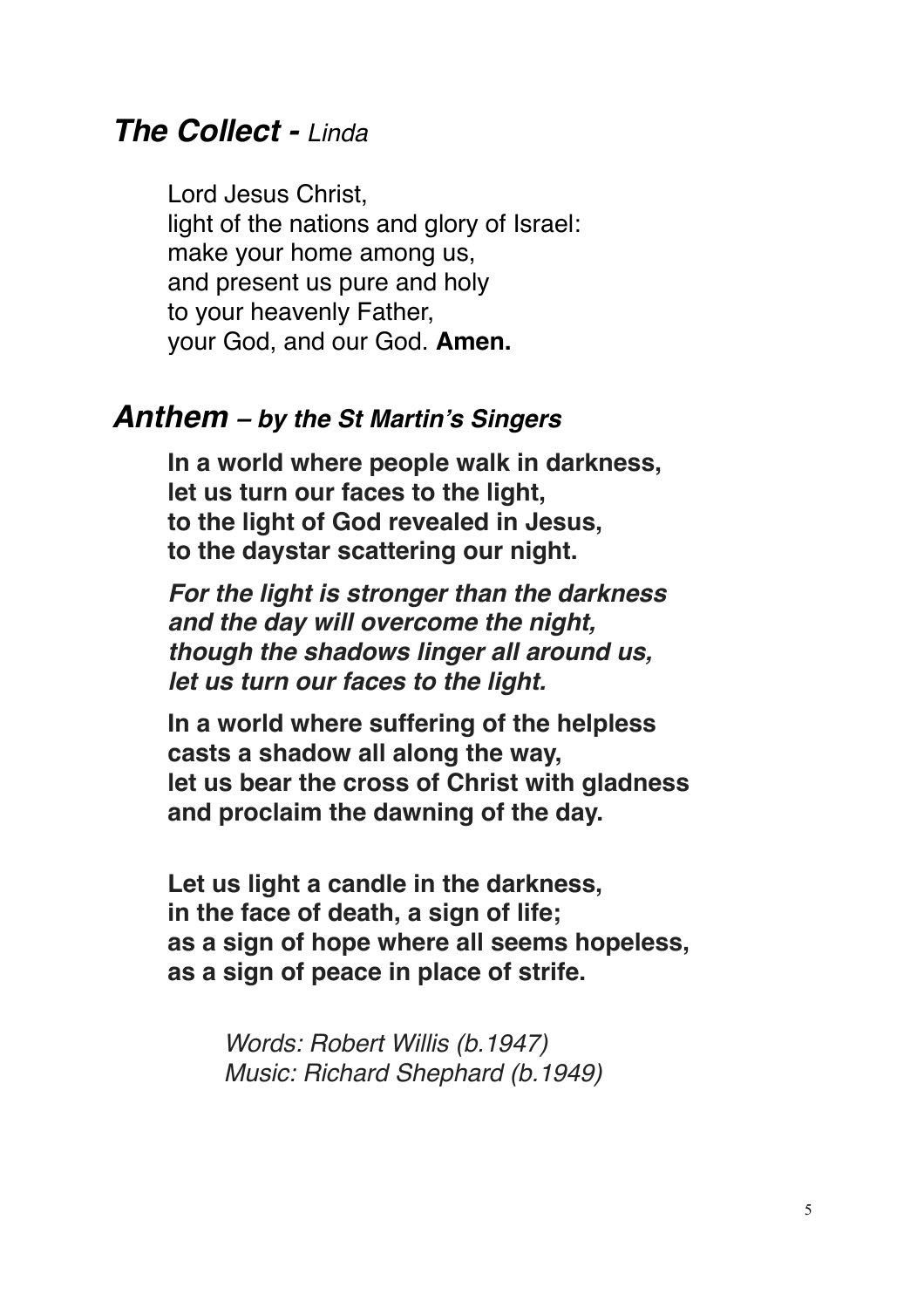## ***The Collect -*** *Linda*

Lord Jesus Christ,
light of the nations and glory of Israel:
make your home among us,
and present us pure and holy
to your heavenly Father,
your God, and our God. **Amen.**

## ***Anthem – by the St Martin's Singers***

**In a world where people walk in darkness,
let us turn our faces to the light,
to the light of God revealed in Jesus,
to the daystar scattering our night.**

***For the light is stronger than the darkness
and the day will overcome the night,
though the shadows linger all around us,
let us turn our faces to the light.***

**In a world where suffering of the helpless
casts a shadow all along the way,
let us bear the cross of Christ with gladness
and proclaim the dawning of the day.**

**Let us light a candle in the darkness,
in the face of death, a sign of life;
as a sign of hope where all seems hopeless,
as a sign of peace in place of strife.**

*Words: Robert Willis (b.1947)
Music: Richard Shephard (b.1949)*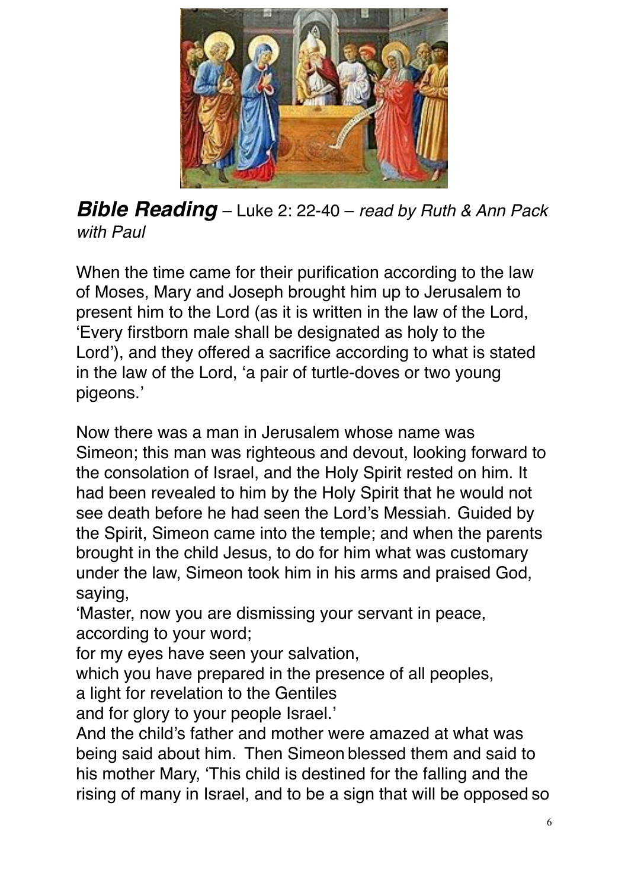***Bible Reading*** – Luke 2: 22-40 – *read by Ruth & Ann Pack with Paul*

When the time came for their purification according to the law of Moses, Mary and Joseph brought him up to Jerusalem to present him to the Lord (as it is written in the law of the Lord, 'Every firstborn male shall be designated as holy to the Lord'), and they offered a sacrifice according to what is stated in the law of the Lord, 'a pair of turtle-doves or two young pigeons.'

Now there was a man in Jerusalem whose name was Simeon; this man was righteous and devout, looking forward to the consolation of Israel, and the Holy Spirit rested on him. It had been revealed to him by the Holy Spirit that he would not see death before he had seen the Lord's Messiah. Guided by the Spirit, Simeon came into the temple; and when the parents brought in the child Jesus, to do for him what was customary under the law, Simeon took him in his arms and praised God, saying,
'Master, now you are dismissing your servant in peace, according to your word;
for my eyes have seen your salvation,
which you have prepared in the presence of all peoples,
a light for revelation to the Gentiles
and for glory to your people Israel.'
And the child's father and mother were amazed at what was being said about him. Then Simeon blessed them and said to his mother Mary, 'This child is destined for the falling and the rising of many in Israel, and to be a sign that will be opposed so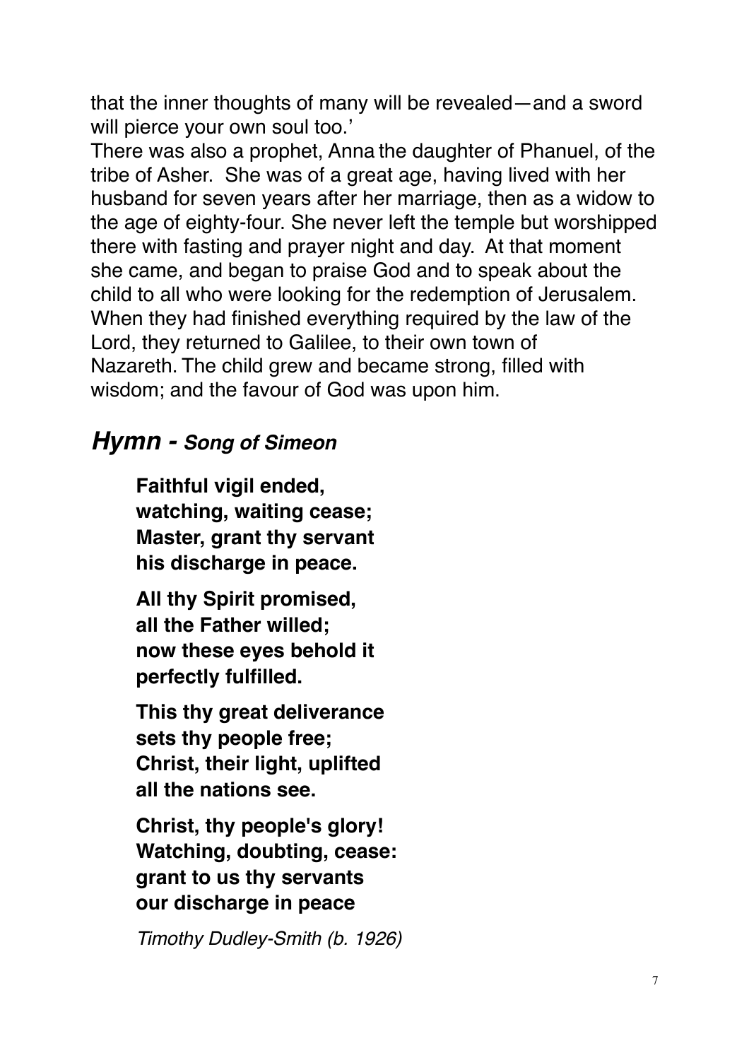that the inner thoughts of many will be revealed—and a sword will pierce your own soul too.'

There was also a prophet, Anna the daughter of Phanuel, of the tribe of Asher. She was of a great age, having lived with her husband for seven years after her marriage, then as a widow to the age of eighty-four. She never left the temple but worshipped there with fasting and prayer night and day. At that moment she came, and began to praise God and to speak about the child to all who were looking for the redemption of Jerusalem. When they had finished everything required by the law of the Lord, they returned to Galilee, to their own town of Nazareth. The child grew and became strong, filled with wisdom; and the favour of God was upon him.

## *Hymn - Song of Simeon*

**Faithful vigil ended,**
**watching, waiting cease;**
**Master, grant thy servant**
**his discharge in peace.**

**All thy Spirit promised,**
**all the Father willed;**
**now these eyes behold it**
**perfectly fulfilled.**

**This thy great deliverance**
**sets thy people free;**
**Christ, their light, uplifted**
**all the nations see.**

**Christ, thy people's glory!**
**Watching, doubting, cease:**
**grant to us thy servants**
**our discharge in peace**

*Timothy Dudley-Smith (b. 1926)*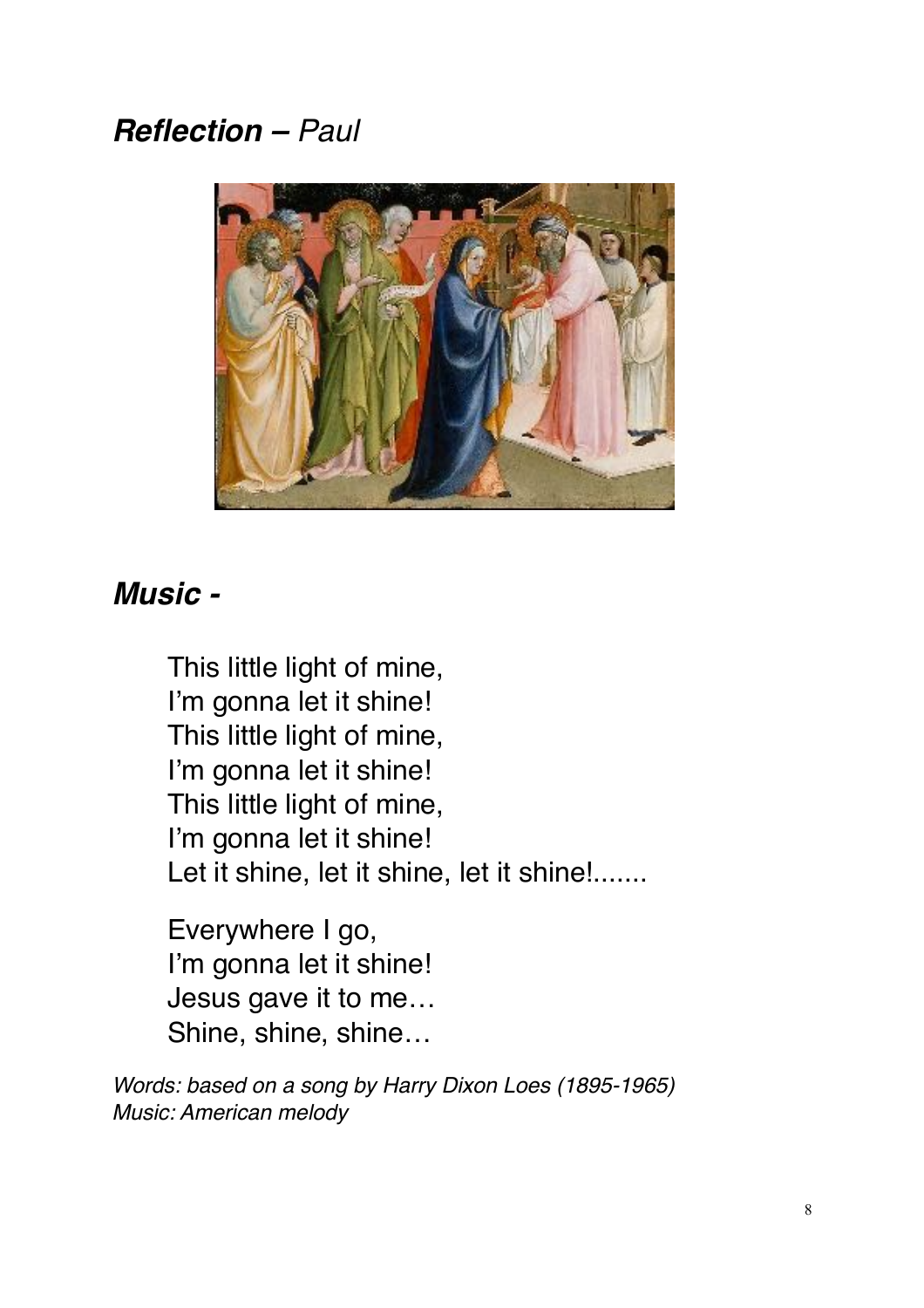## ***Reflection –*** *Paul*

## ***Music -***

This little light of mine,
I'm gonna let it shine!
This little light of mine,
I'm gonna let it shine!
This little light of mine,
I'm gonna let it shine!
Let it shine, let it shine, let it shine!.......

Everywhere I go,
I'm gonna let it shine!
Jesus gave it to me…
Shine, shine, shine…

*Words: based on a song by Harry Dixon Loes (1895-1965)*
*Music: American melody*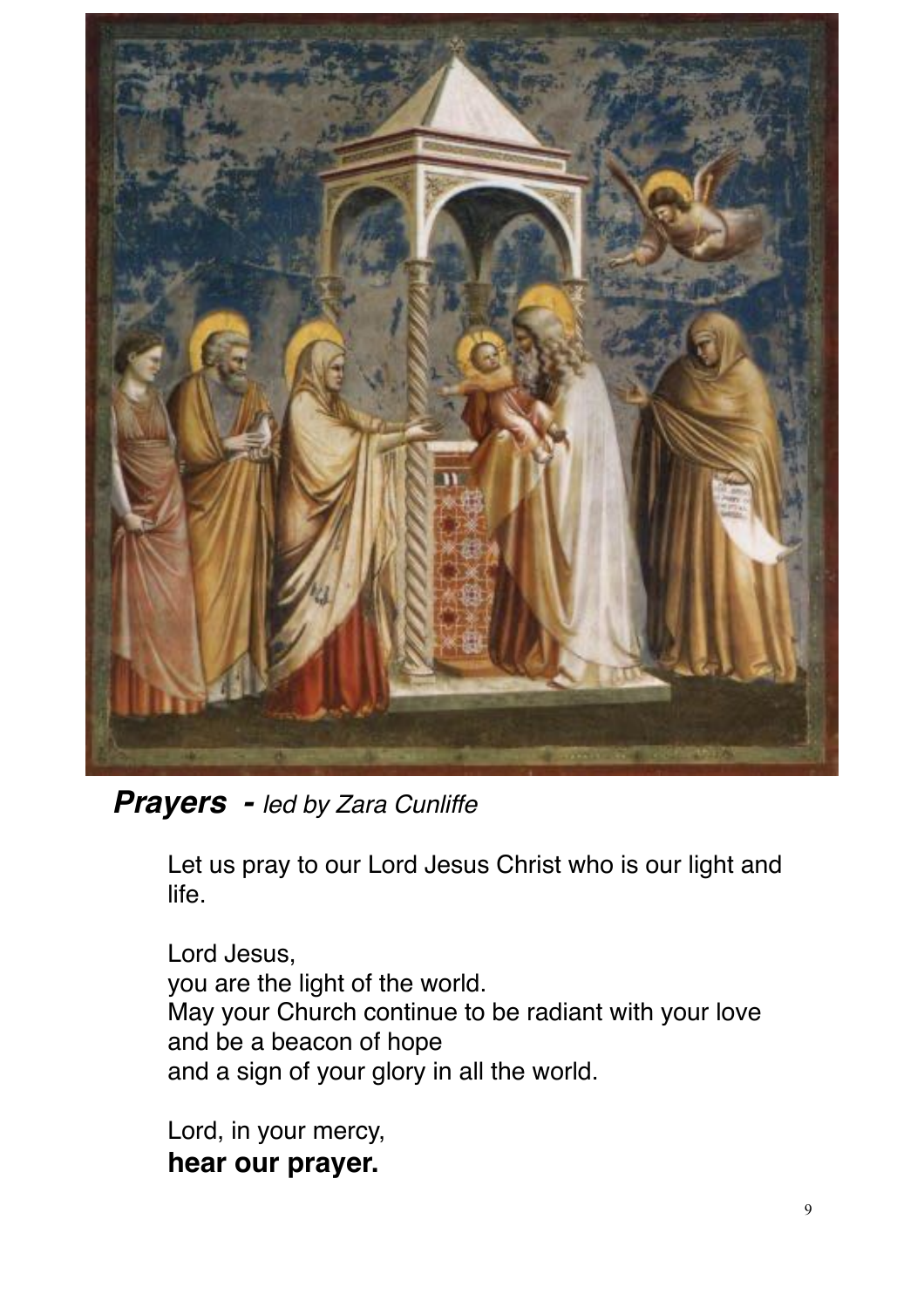***Prayers*** *- led by Zara Cunliffe*

Let us pray to our Lord Jesus Christ who is our light and life.

Lord Jesus,
you are the light of the world.
May your Church continue to be radiant with your love
and be a beacon of hope
and a sign of your glory in all the world.

Lord, in your mercy,
**hear our prayer.**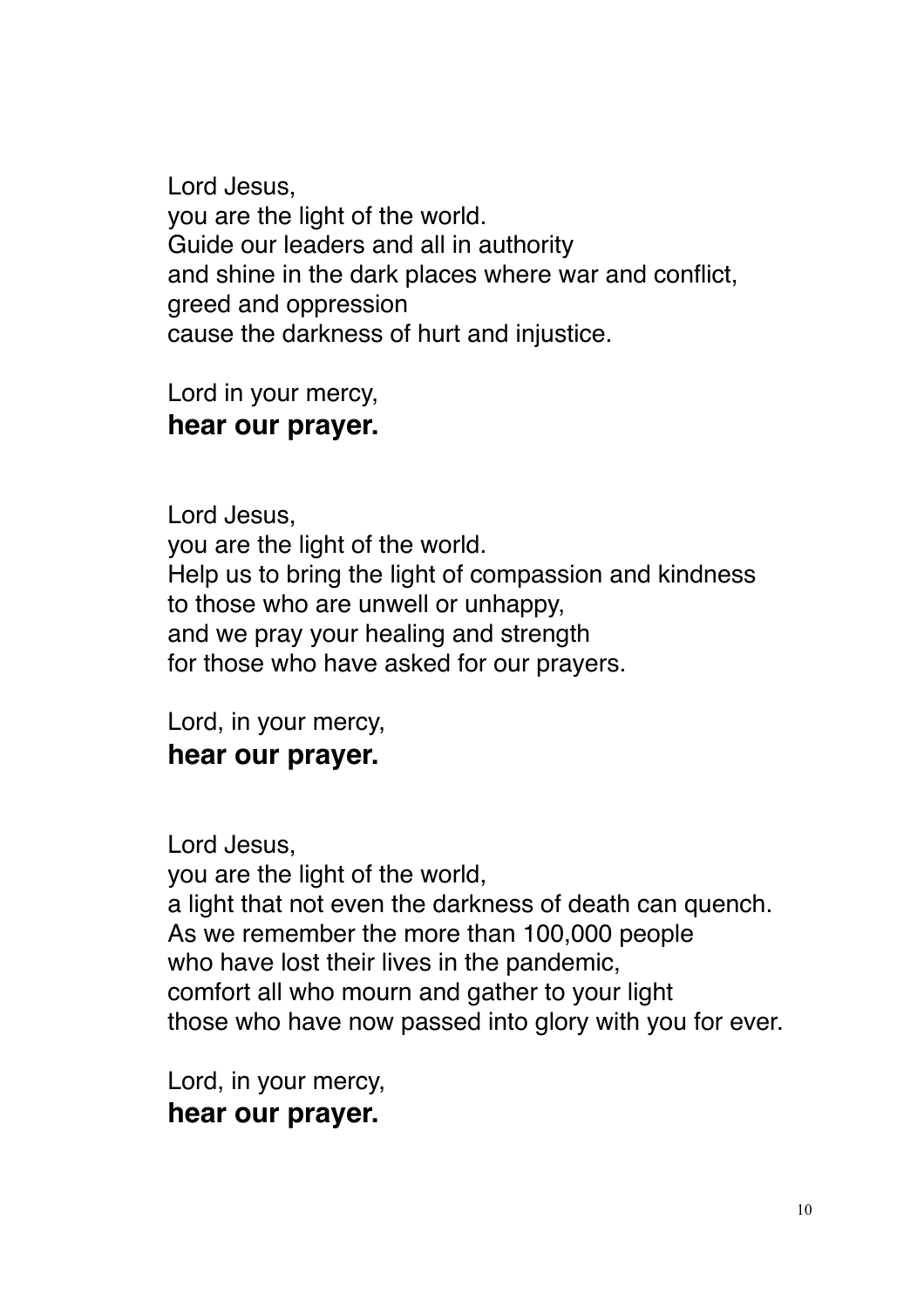Lord Jesus,
you are the light of the world.
Guide our leaders and all in authority
and shine in the dark places where war and conflict,
greed and oppression
cause the darkness of hurt and injustice.

Lord in your mercy,
**hear our prayer.**

Lord Jesus,
you are the light of the world.
Help us to bring the light of compassion and kindness
to those who are unwell or unhappy,
and we pray your healing and strength
for those who have asked for our prayers.

Lord, in your mercy,
**hear our prayer.**

Lord Jesus,
you are the light of the world,
a light that not even the darkness of death can quench.
As we remember the more than 100,000 people
who have lost their lives in the pandemic,
comfort all who mourn and gather to your light
those who have now passed into glory with you for ever.

Lord, in your mercy,
**hear our prayer.**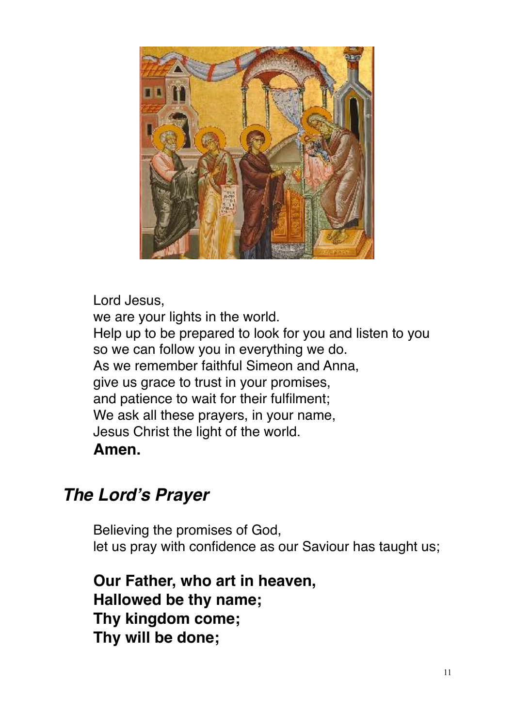Lord Jesus,
we are your lights in the world.
Help up to be prepared to look for you and listen to you
so we can follow you in everything we do.
As we remember faithful Simeon and Anna,
give us grace to trust in your promises,
and patience to wait for their fulfilment;
We ask all these prayers, in your name,
Jesus Christ the light of the world.
**Amen.**

## ***The Lord's Prayer***

Believing the promises of God,
let us pray with confidence as our Saviour has taught us;

**Our Father, who art in heaven,**
**Hallowed be thy name;**
**Thy kingdom come;**
**Thy will be done;**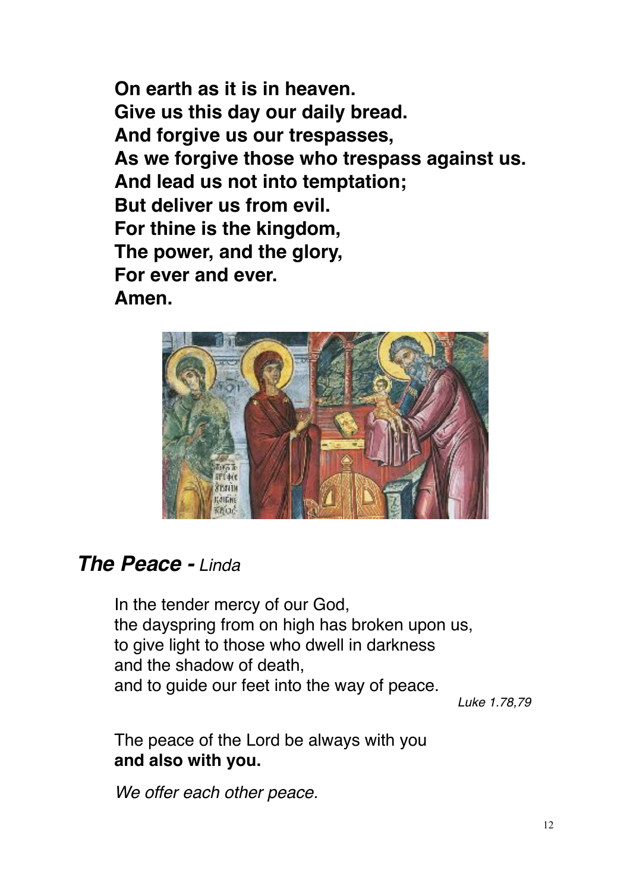**On earth as it is in heaven.**
**Give us this day our daily bread.**
**And forgive us our trespasses,**
**As we forgive those who trespass against us.**
**And lead us not into temptation;**
**But deliver us from evil.**
**For thine is the kingdom,**
**The power, and the glory,**
**For ever and ever.**
**Amen.**

## ***The Peace -*** *Linda*

In the tender mercy of our God,
the dayspring from on high has broken upon us,
to give light to those who dwell in darkness
and the shadow of death,
and to guide our feet into the way of peace.

*Luke 1.78,79*

The peace of the Lord be always with you
**and also with you.**

*We offer each other peace.*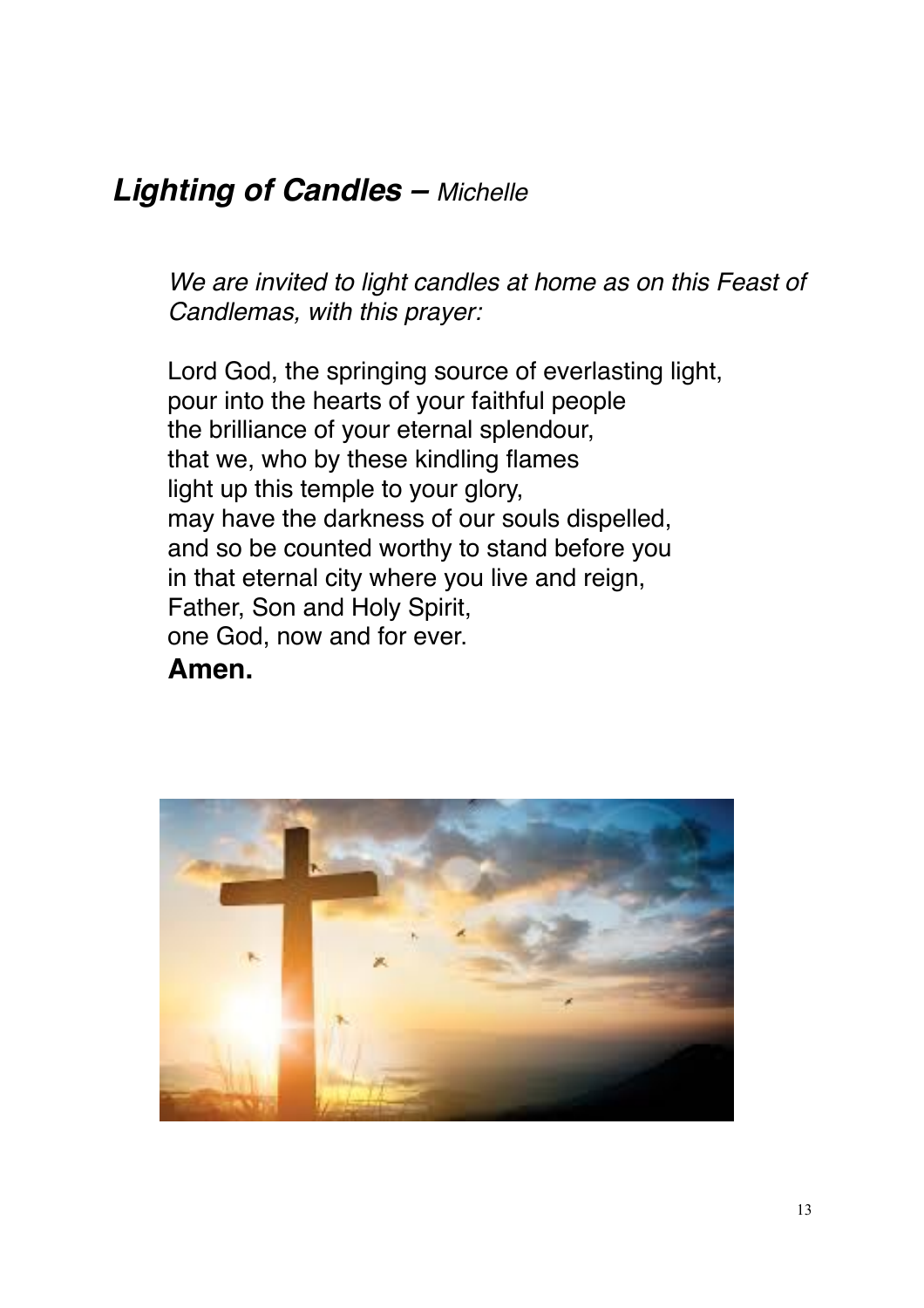## ***Lighting of Candles –*** *Michelle*

*We are invited to light candles at home as on this Feast of Candlemas, with this prayer:*

Lord God, the springing source of everlasting light,
pour into the hearts of your faithful people
the brilliance of your eternal splendour,
that we, who by these kindling flames
light up this temple to your glory,
may have the darkness of our souls dispelled,
and so be counted worthy to stand before you
in that eternal city where you live and reign,
Father, Son and Holy Spirit,
one God, now and for ever.
**Amen.**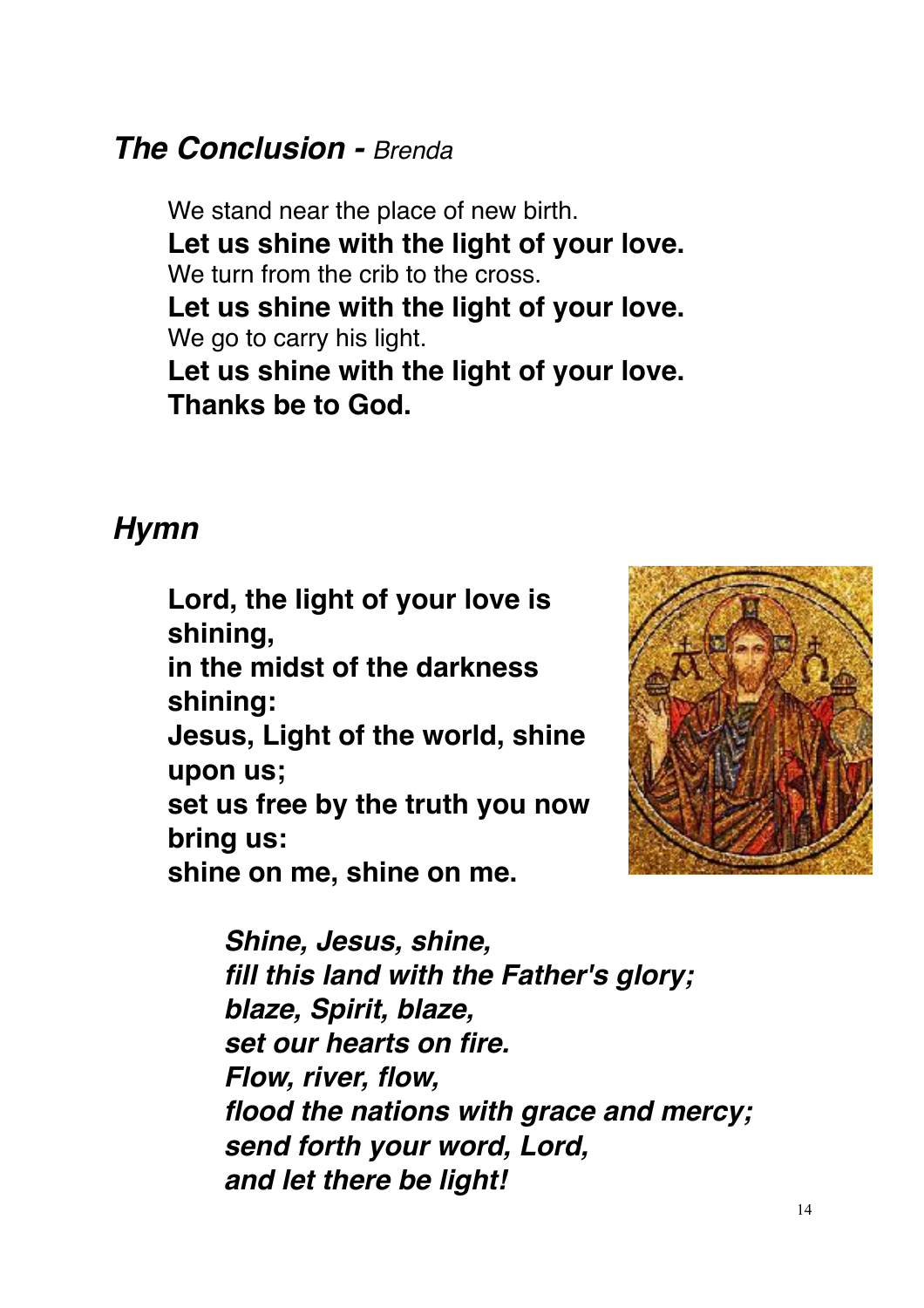## ***The Conclusion*** - *Brenda*

We stand near the place of new birth.
**Let us shine with the light of your love.**
We turn from the crib to the cross.
**Let us shine with the light of your love.**
We go to carry his light.
**Let us shine with the light of your love.**
**Thanks be to God.**

## ***Hymn***

**Lord, the light of your love is shining,**
**in the midst of the darkness shining:**
**Jesus, Light of the world, shine upon us;**
**set us free by the truth you now bring us:**
**shine on me, shine on me.**

***Shine, Jesus, shine,***
***fill this land with the Father's glory;***
***blaze, Spirit, blaze,***
***set our hearts on fire.***
***Flow, river, flow,***
***flood the nations with grace and mercy;***
***send forth your word, Lord,***
***and let there be light!***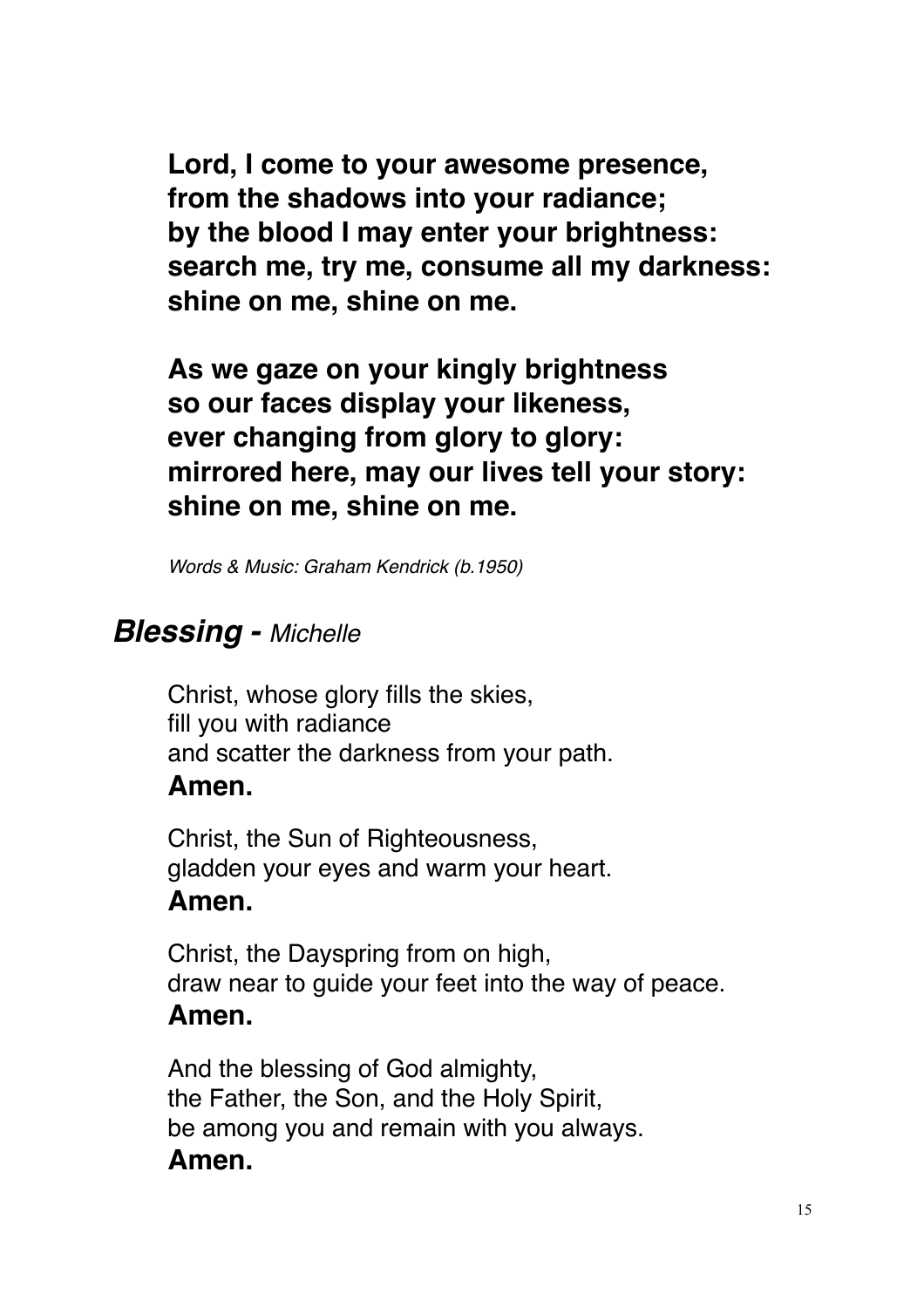**Lord, I come to your awesome presence,**
**from the shadows into your radiance;**
**by the blood I may enter your brightness:**
**search me, try me, consume all my darkness:**
**shine on me, shine on me.**

**As we gaze on your kingly brightness**
**so our faces display your likeness,**
**ever changing from glory to glory:**
**mirrored here, may our lives tell your story:**
**shine on me, shine on me.**

*Words & Music: Graham Kendrick (b.1950)*

## ***Blessing -*** *Michelle*

Christ, whose glory fills the skies,
fill you with radiance
and scatter the darkness from your path.
**Amen.**

Christ, the Sun of Righteousness,
gladden your eyes and warm your heart.
**Amen.**

Christ, the Dayspring from on high,
draw near to guide your feet into the way of peace.
**Amen.**

And the blessing of God almighty,
the Father, the Son, and the Holy Spirit,
be among you and remain with you always.
**Amen.**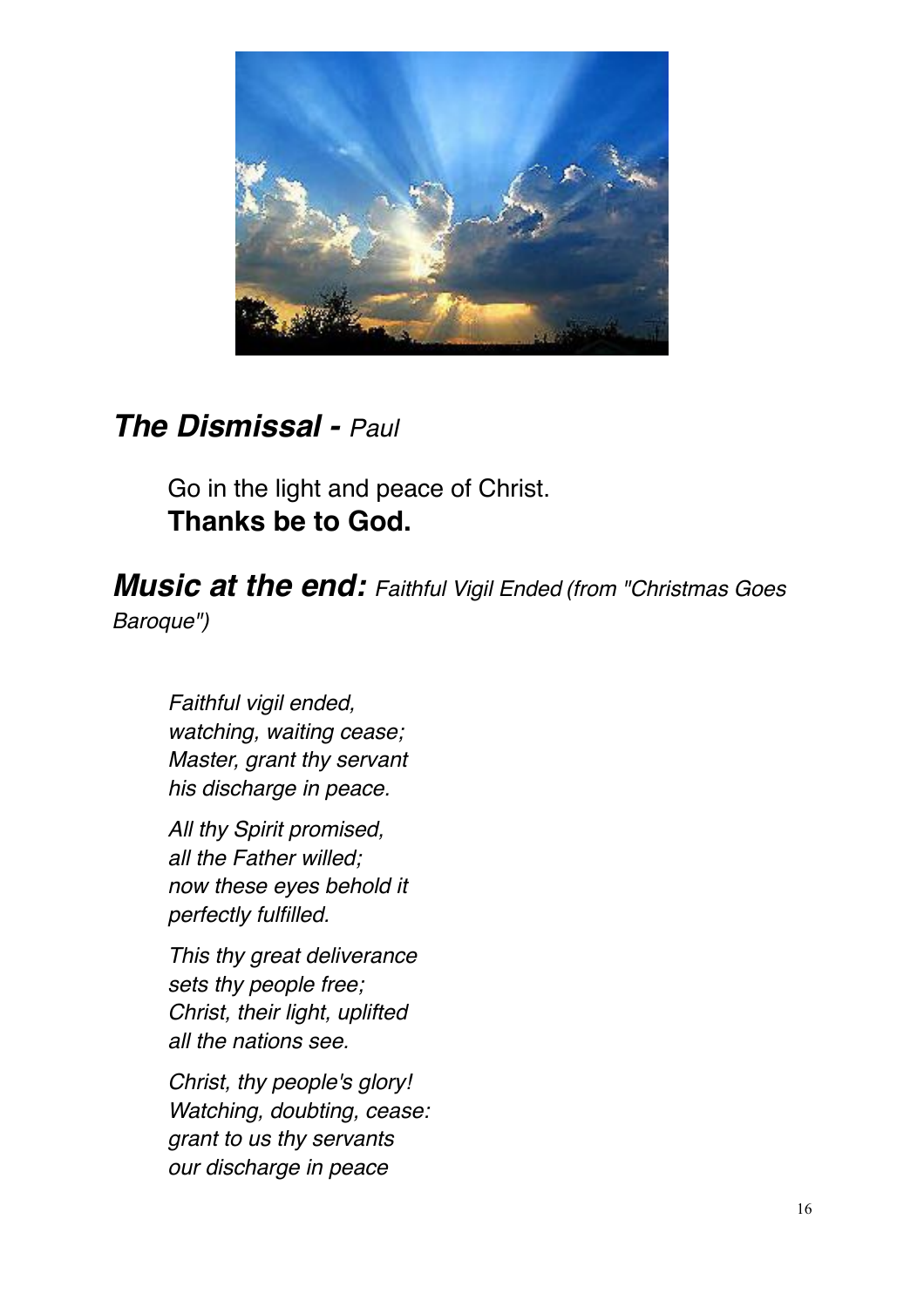## ***The Dismissal -*** *Paul*

Go in the light and peace of Christ.
**Thanks be to God.**

***Music at the end:*** *Faithful Vigil Ended (from "Christmas Goes Baroque")*

*Faithful vigil ended,*
*watching, waiting cease;*
*Master, grant thy servant*
*his discharge in peace.*

*All thy Spirit promised,*
*all the Father willed;*
*now these eyes behold it*
*perfectly fulfilled.*

*This thy great deliverance*
*sets thy people free;*
*Christ, their light, uplifted*
*all the nations see.*

*Christ, thy people's glory!*
*Watching, doubting, cease:*
*grant to us thy servants*
*our discharge in peace*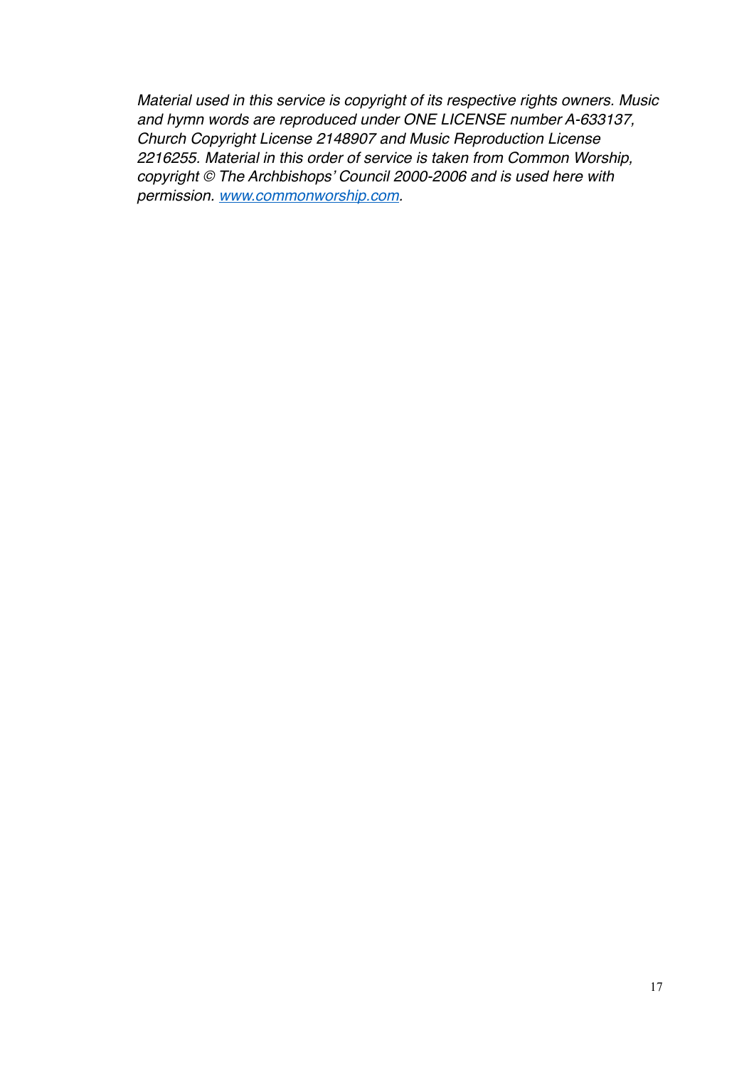*Material used in this service is copyright of its respective rights owners. Music and hymn words are reproduced under ONE LICENSE number A-633137, Church Copyright License 2148907 and Music Reproduction License 2216255. Material in this order of service is taken from Common Worship, copyright © The Archbishops' Council 2000-2006 and is used here with permission. [www.commonworship.com](http://www.commonworship.com).*